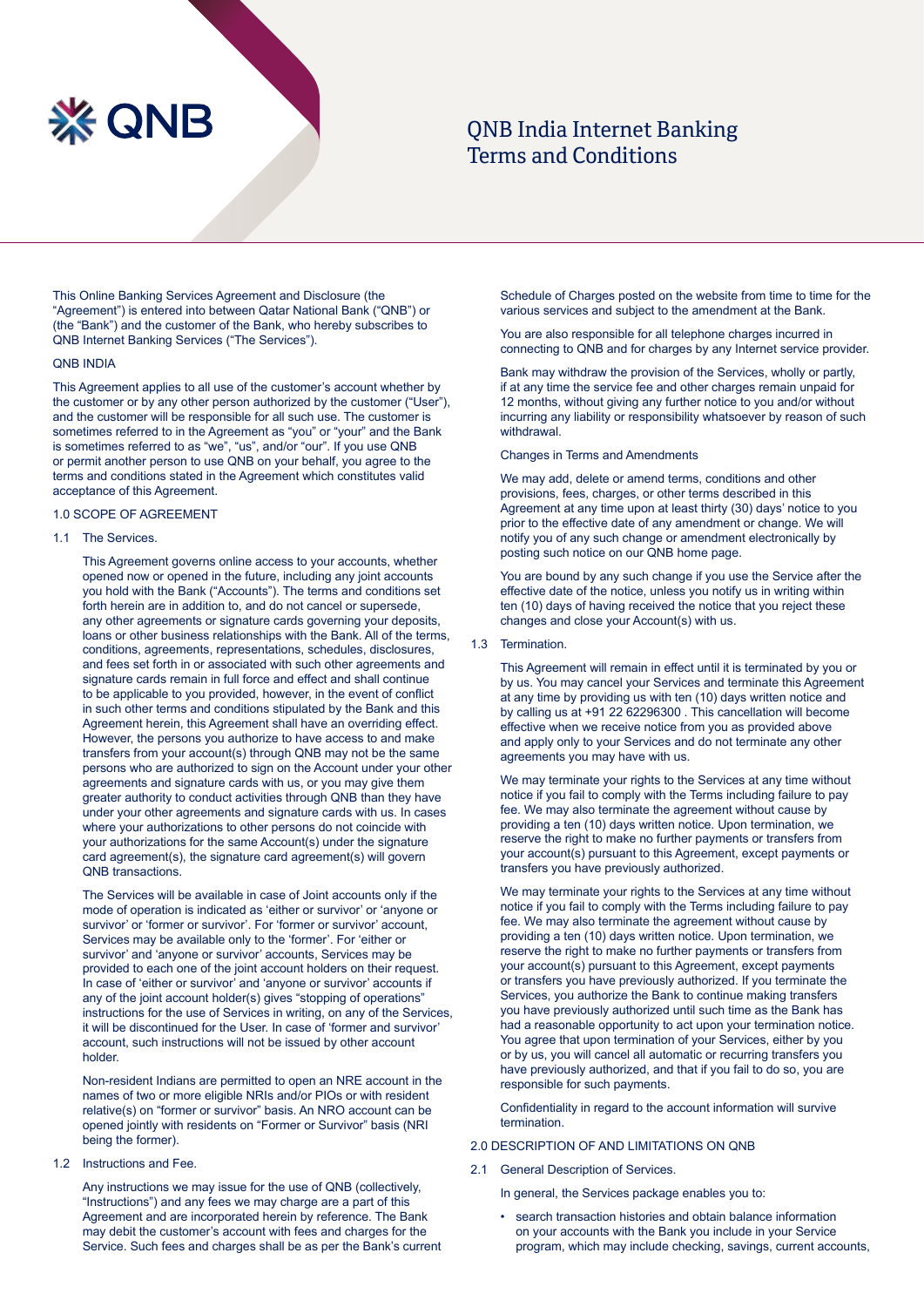# QNB India Internet Banking Terms and Conditions

This Online Banking Services Agreement and Disclosure (the "Agreement") is entered into between Qatar National Bank ("QNB") or (the "Bank") and the customer of the Bank, who hereby subscribes to QNB Internet Banking Services ("The Services").

QNB INDIA

This Agreement applies to all use of the customer's account whether by the customer or by any other person authorized by the customer ("User"), and the customer will be responsible for all such use. The customer is sometimes referred to in the Agreement as "you" or "your" and the Bank is sometimes referred to as "we", "us", and/or "our". If you use QNB or permit another person to use QNB on your behalf, you agree to the terms and conditions stated in the Agreement which constitutes valid acceptance of this Agreement.

## 1.0 SCOPE OF AGREEMENT

### 1.1 The Services.

This Agreement governs online access to your accounts, whether opened now or opened in the future, including any joint accounts you hold with the Bank ("Accounts"). The terms and conditions set forth herein are in addition to, and do not cancel or supersede, any other agreements or signature cards governing your deposits, loans or other business relationships with the Bank. All of the terms, conditions, agreements, representations, schedules, disclosures, and fees set forth in or associated with such other agreements and signature cards remain in full force and effect and shall continue to be applicable to you provided, however, in the event of conflict in such other terms and conditions stipulated by the Bank and this Agreement herein, this Agreement shall have an overriding effect. However, the persons you authorize to have access to and make transfers from your account(s) through QNB may not be the same persons who are authorized to sign on the Account under your other agreements and signature cards with us, or you may give them greater authority to conduct activities through QNB than they have under your other agreements and signature cards with us. In cases where your authorizations to other persons do not coincide with your authorizations for the same Account(s) under the signature card agreement(s), the signature card agreement(s) will govern QNB transactions.

The Services will be available in case of Joint accounts only if the mode of operation is indicated as 'either or survivor' or 'anyone or survivor' or 'former or survivor'. For 'former or survivor' account, Services may be available only to the 'former'. For 'either or survivor' and 'anyone or survivor' accounts, Services may be provided to each one of the joint account holders on their request. In case of 'either or survivor' and 'anyone or survivor' accounts if any of the joint account holder(s) gives "stopping of operations" instructions for the use of Services in writing, on any of the Services, it will be discontinued for the User. In case of 'former and survivor' account, such instructions will not be issued by other account holder.

Non-resident Indians are permitted to open an NRE account in the names of two or more eligible NRIs and/or PIOs or with resident relative(s) on "former or survivor" basis. An NRO account can be opened jointly with residents on "Former or Survivor" basis (NRI being the former).

### 1.2 Instructions and Fee.

Any instructions we may issue for the use of QNB (collectively, "Instructions") and any fees we may charge are a part of this Agreement and are incorporated herein by reference. The Bank may debit the customer's account with fees and charges for the Service. Such fees and charges shall be as per the Bank's current Schedule of Charges posted on the website from time to time for the various services and subject to the amendment at the Bank.

You are also responsible for all telephone charges incurred in connecting to QNB and for charges by any Internet service provider.

Bank may withdraw the provision of the Services, wholly or partly, if at any time the service fee and other charges remain unpaid for 12 months, without giving any further notice to you and/or without incurring any liability or responsibility whatsoever by reason of such withdrawal.

Changes in Terms and Amendments

We may add, delete or amend terms, conditions and other provisions, fees, charges, or other terms described in this Agreement at any time upon at least thirty (30) days' notice to you prior to the effective date of any amendment or change. We will notify you of any such change or amendment electronically by posting such notice on our QNB home page.

You are bound by any such change if you use the Service after the effective date of the notice, unless you notify us in writing within ten (10) days of having received the notice that you reject these changes and close your Account(s) with us.

### 1.3 Termination.

This Agreement will remain in effect until it is terminated by you or by us. You may cancel your Services and terminate this Agreement at any time by providing us with ten (10) days written notice and by calling us at +91 22 62296300 . This cancellation will become effective when we receive notice from you as provided above and apply only to your Services and do not terminate any other agreements you may have with us.

We may terminate your rights to the Services at any time without notice if you fail to comply with the Terms including failure to pay fee. We may also terminate the agreement without cause by providing a ten (10) days written notice. Upon termination, we reserve the right to make no further payments or transfers from your account(s) pursuant to this Agreement, except payments or transfers you have previously authorized.

We may terminate your rights to the Services at any time without notice if you fail to comply with the Terms including failure to pay fee. We may also terminate the agreement without cause by providing a ten (10) days written notice. Upon termination, we reserve the right to make no further payments or transfers from your account(s) pursuant to this Agreement, except payments or transfers you have previously authorized. If you terminate the Services, you authorize the Bank to continue making transfers you have previously authorized until such time as the Bank has had a reasonable opportunity to act upon your termination notice. You agree that upon termination of your Services, either by you or by us, you will cancel all automatic or recurring transfers you have previously authorized, and that if you fail to do so, you are responsible for such payments.

Confidentiality in regard to the account information will survive termination.

## 2.0 DESCRIPTION OF AND LIMITATIONS ON QNB

### 2.1 General Description of Services.

In general, the Services package enables you to:

- search transaction histories and obtain balance information on your accounts with the Bank you include in your Service program, which may include checking, savings, current accounts,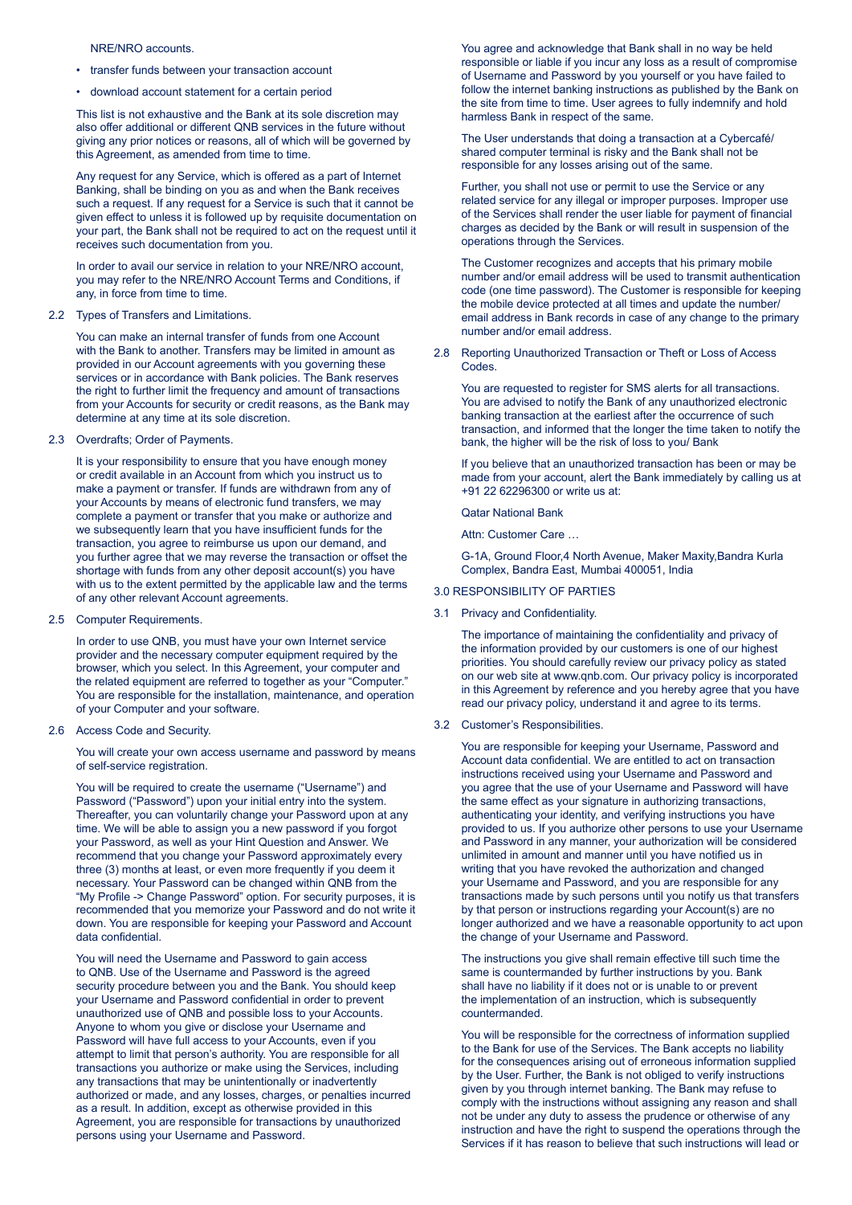NRE/NRO accounts.

- transfer funds between your transaction account
- download account statement for a certain period

This list is not exhaustive and the Bank at its sole discretion may also offer additional or different QNB services in the future without giving any prior notices or reasons, all of which will be governed by this Agreement, as amended from time to time.

Any request for any Service, which is offered as a part of Internet Banking, shall be binding on you as and when the Bank receives such a request. If any request for a Service is such that it cannot be given effect to unless it is followed up by requisite documentation on your part, the Bank shall not be required to act on the request until it receives such documentation from you.

In order to avail our service in relation to your NRE/NRO account, you may refer to the NRE/NRO Account Terms and Conditions, if any, in force from time to time.

2.2 Types of Transfers and Limitations.

You can make an internal transfer of funds from one Account with the Bank to another. Transfers may be limited in amount as provided in our Account agreements with you governing these services or in accordance with Bank policies. The Bank reserves the right to further limit the frequency and amount of transactions from your Accounts for security or credit reasons, as the Bank may determine at any time at its sole discretion.

2.3 Overdrafts; Order of Payments.

It is your responsibility to ensure that you have enough money or credit available in an Account from which you instruct us to make a payment or transfer. If funds are withdrawn from any of your Accounts by means of electronic fund transfers, we may complete a payment or transfer that you make or authorize and we subsequently learn that you have insufficient funds for the transaction, you agree to reimburse us upon our demand, and you further agree that we may reverse the transaction or offset the shortage with funds from any other deposit account(s) you have with us to the extent permitted by the applicable law and the terms of any other relevant Account agreements.

2.5 Computer Requirements.

In order to use QNB, you must have your own Internet service provider and the necessary computer equipment required by the browser, which you select. In this Agreement, your computer and the related equipment are referred to together as your "Computer." You are responsible for the installation, maintenance, and operation of your Computer and your software.

2.6 Access Code and Security.

You will create your own access username and password by means of self-service registration.

You will be required to create the username ("Username") and Password ("Password") upon your initial entry into the system. Thereafter, you can voluntarily change your Password upon at any time. We will be able to assign you a new password if you forgot your Password, as well as your Hint Question and Answer. We recommend that you change your Password approximately every three (3) months at least, or even more frequently if you deem it necessary. Your Password can be changed within QNB from the "My Profile -> Change Password" option. For security purposes, it is recommended that you memorize your Password and do not write it down. You are responsible for keeping your Password and Account data confidential.

You will need the Username and Password to gain access to QNB. Use of the Username and Password is the agreed security procedure between you and the Bank. You should keep your Username and Password confidential in order to prevent unauthorized use of QNB and possible loss to your Accounts. Anyone to whom you give or disclose your Username and Password will have full access to your Accounts, even if you attempt to limit that person's authority. You are responsible for all transactions you authorize or make using the Services, including any transactions that may be unintentionally or inadvertently authorized or made, and any losses, charges, or penalties incurred as a result. In addition, except as otherwise provided in this Agreement, you are responsible for transactions by unauthorized persons using your Username and Password.

You agree and acknowledge that Bank shall in no way be held responsible or liable if you incur any loss as a result of compromise of Username and Password by you yourself or you have failed to follow the internet banking instructions as published by the Bank on the site from time to time. User agrees to fully indemnify and hold harmless Bank in respect of the same.

The User understands that doing a transaction at a Cybercafé/ shared computer terminal is risky and the Bank shall not be responsible for any losses arising out of the same.

Further, you shall not use or permit to use the Service or any related service for any illegal or improper purposes. Improper use of the Services shall render the user liable for payment of financial charges as decided by the Bank or will result in suspension of the operations through the Services.

The Customer recognizes and accepts that his primary mobile number and/or email address will be used to transmit authentication code (one time password). The Customer is responsible for keeping the mobile device protected at all times and update the number/ email address in Bank records in case of any change to the primary number and/or email address.

2.8 Reporting Unauthorized Transaction or Theft or Loss of Access Codes.

You are requested to register for SMS alerts for all transactions. You are advised to notify the Bank of any unauthorized electronic banking transaction at the earliest after the occurrence of such transaction, and informed that the longer the time taken to notify the bank, the higher will be the risk of loss to you/ Bank

If you believe that an unauthorized transaction has been or may be made from your account, alert the Bank immediately by calling us at +91 22 62296300 or write us at:

Qatar National Bank

Attn: Customer Care …

G-1A, Ground Floor,4 North Avenue, Maker Maxity,Bandra Kurla Complex, Bandra East, Mumbai 400051, India

## 3.0 RESPONSIBILITY OF PARTIES

3.1 Privacy and Confidentiality.

The importance of maintaining the confidentiality and privacy of the information provided by our customers is one of our highest priorities. You should carefully review our privacy policy as stated on our web site at www.qnb.com. Our privacy policy is incorporated in this Agreement by reference and you hereby agree that you have read our privacy policy, understand it and agree to its terms.

3.2 Customer's Responsibilities.

You are responsible for keeping your Username, Password and Account data confidential. We are entitled to act on transaction instructions received using your Username and Password and you agree that the use of your Username and Password will have the same effect as your signature in authorizing transactions, authenticating your identity, and verifying instructions you have provided to us. If you authorize other persons to use your Username and Password in any manner, your authorization will be considered unlimited in amount and manner until you have notified us in writing that you have revoked the authorization and changed your Username and Password, and you are responsible for any transactions made by such persons until you notify us that transfers by that person or instructions regarding your Account(s) are no longer authorized and we have a reasonable opportunity to act upon the change of your Username and Password.

The instructions you give shall remain effective till such time the same is countermanded by further instructions by you. Bank shall have no liability if it does not or is unable to or prevent the implementation of an instruction, which is subsequently countermanded.

You will be responsible for the correctness of information supplied to the Bank for use of the Services. The Bank accepts no liability for the consequences arising out of erroneous information supplied by the User. Further, the Bank is not obliged to verify instructions given by you through internet banking. The Bank may refuse to comply with the instructions without assigning any reason and shall not be under any duty to assess the prudence or otherwise of any instruction and have the right to suspend the operations through the Services if it has reason to believe that such instructions will lead or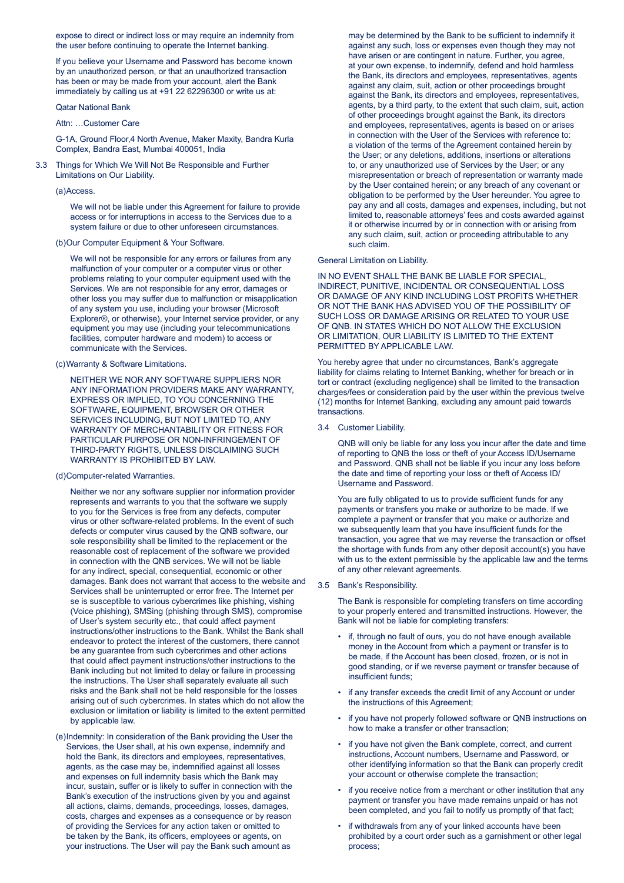expose to direct or indirect loss or may require an indemnity from the user before continuing to operate the Internet banking.

If you believe your Username and Password has become known by an unauthorized person, or that an unauthorized transaction has been or may be made from your account, alert the Bank immediately by calling us at +91 22 62296300 or write us at:

Qatar National Bank

Attn: …Customer Care

G-1A, Ground Floor,4 North Avenue, Maker Maxity, Bandra Kurla Complex, Bandra East, Mumbai 400051, India

3.3 Things for Which We Will Not Be Responsible and Further Limitations on Our Liability.

(a)Access.

We will not be liable under this Agreement for failure to provide access or for interruptions in access to the Services due to a system failure or due to other unforeseen circumstances.

(b)Our Computer Equipment & Your Software.

We will not be responsible for any errors or failures from any malfunction of your computer or a computer virus or other problems relating to your computer equipment used with the Services. We are not responsible for any error, damages or other loss you may suffer due to malfunction or misapplication of any system you use, including your browser (Microsoft Explorer®, or otherwise), your Internet service provider, or any equipment you may use (including your telecommunications facilities, computer hardware and modem) to access or communicate with the Services.

(c)Warranty & Software Limitations.

NEITHER WE NOR ANY SOFTWARE SUPPLIERS NOR ANY INFORMATION PROVIDERS MAKE ANY WARRANTY, EXPRESS OR IMPLIED, TO YOU CONCERNING THE SOFTWARE, EQUIPMENT, BROWSER OR OTHER SERVICES INCLUDING, BUT NOT LIMITED TO, ANY WARRANTY OF MERCHANTABILITY OR FITNESS FOR PARTICULAR PURPOSE OR NON-INFRINGEMENT OF THIRD-PARTY RIGHTS, UNLESS DISCLAIMING SUCH WARRANTY IS PROHIBITED BY LAW.

(d)Computer-related Warranties.

Neither we nor any software supplier nor information provider represents and warrants to you that the software we supply to you for the Services is free from any defects, computer virus or other software-related problems. In the event of such defects or computer virus caused by the QNB software, our sole responsibility shall be limited to the replacement or the reasonable cost of replacement of the software we provided in connection with the QNB services. We will not be liable for any indirect, special, consequential, economic or other damages. Bank does not warrant that access to the website and Services shall be uninterrupted or error free. The Internet per se is susceptible to various cybercrimes like phishing, vishing (Voice phishing), SMSing (phishing through SMS), compromise of User's system security etc., that could affect payment instructions/other instructions to the Bank. Whilst the Bank shall endeavor to protect the interest of the customers, there cannot be any guarantee from such cybercrimes and other actions that could affect payment instructions/other instructions to the Bank including but not limited to delay or failure in processing the instructions. The User shall separately evaluate all such risks and the Bank shall not be held responsible for the losses arising out of such cybercrimes. In states which do not allow the exclusion or limitation or liability is limited to the extent permitted by applicable law.

(e)Indemnity: In consideration of the Bank providing the User the Services, the User shall, at his own expense, indemnify and hold the Bank, its directors and employees, representatives, agents, as the case may be, indemnified against all losses and expenses on full indemnity basis which the Bank may incur, sustain, suffer or is likely to suffer in connection with the Bank's execution of the instructions given by you and against all actions, claims, demands, proceedings, losses, damages, costs, charges and expenses as a consequence or by reason of providing the Services for any action taken or omitted to be taken by the Bank, its officers, employees or agents, on your instructions. The User will pay the Bank such amount as may be determined by the Bank to be sufficient to indemnify it against any such, loss or expenses even though they may not have arisen or are contingent in nature. Further, you agree, at your own expense, to indemnify, defend and hold harmless the Bank, its directors and employees, representatives, agents against any claim, suit, action or other proceedings brought against the Bank, its directors and employees, representatives, agents, by a third party, to the extent that such claim, suit, action of other proceedings brought against the Bank, its directors and employees, representatives, agents is based on or arises in connection with the User of the Services with reference to: a violation of the terms of the Agreement contained herein by the User; or any deletions, additions, insertions or alterations to, or any unauthorized use of Services by the User; or any misrepresentation or breach of representation or warranty made by the User contained herein; or any breach of any covenant or obligation to be performed by the User hereunder. You agree to pay any and all costs, damages and expenses, including, but not limited to, reasonable attorneys' fees and costs awarded against it or otherwise incurred by or in connection with or arising from any such claim, suit, action or proceeding attributable to any such claim.

General Limitation on Liability.

IN NO EVENT SHALL THE BANK BE LIABLE FOR SPECIAL, INDIRECT, PUNITIVE, INCIDENTAL OR CONSEQUENTIAL LOSS OR DAMAGE OF ANY KIND INCLUDING LOST PROFITS WHETHER OR NOT THE BANK HAS ADVISED YOU OF THE POSSIBILITY OF SUCH LOSS OR DAMAGE ARISING OR RELATED TO YOUR USE OF QNB. IN STATES WHICH DO NOT ALLOW THE EXCLUSION OR LIMITATION, OUR LIABILITY IS LIMITED TO THE EXTENT PERMITTED BY APPLICABLE LAW.

You hereby agree that under no circumstances, Bank's aggregate liability for claims relating to Internet Banking, whether for breach or in tort or contract (excluding negligence) shall be limited to the transaction charges/fees or consideration paid by the user within the previous twelve (12) months for Internet Banking, excluding any amount paid towards transactions.

3.4 Customer Liability.

QNB will only be liable for any loss you incur after the date and time of reporting to QNB the loss or theft of your Access ID/Username and Password. QNB shall not be liable if you incur any loss before the date and time of reporting your loss or theft of Access ID/ Username and Password.

You are fully obligated to us to provide sufficient funds for any payments or transfers you make or authorize to be made. If we complete a payment or transfer that you make or authorize and we subsequently learn that you have insufficient funds for the transaction, you agree that we may reverse the transaction or offset the shortage with funds from any other deposit account(s) you have with us to the extent permissible by the applicable law and the terms of any other relevant agreements.

3.5 Bank's Responsibility.

The Bank is responsible for completing transfers on time according to your properly entered and transmitted instructions. However, the Bank will not be liable for completing transfers:

- if, through no fault of ours, you do not have enough available money in the Account from which a payment or transfer is to be made, if the Account has been closed, frozen, or is not in good standing, or if we reverse payment or transfer because of insufficient funds;
- if any transfer exceeds the credit limit of any Account or under the instructions of this Agreement;
- if you have not properly followed software or QNB instructions on how to make a transfer or other transaction;
- if you have not given the Bank complete, correct, and current instructions, Account numbers, Username and Password, or other identifying information so that the Bank can properly credit your account or otherwise complete the transaction;
- if you receive notice from a merchant or other institution that any payment or transfer you have made remains unpaid or has not been completed, and you fail to notify us promptly of that fact;
- if withdrawals from any of your linked accounts have been prohibited by a court order such as a garnishment or other legal process;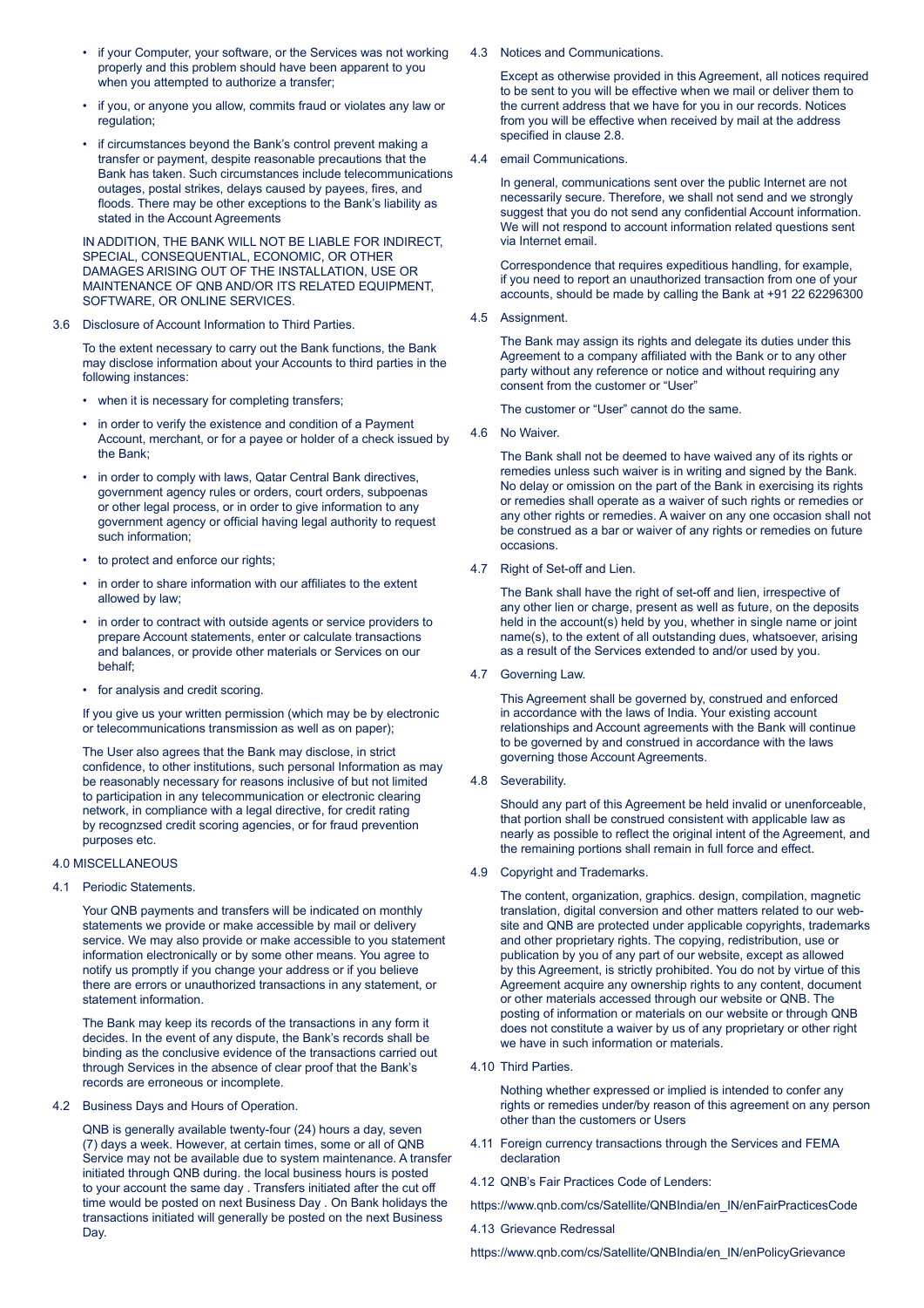- if your Computer, your software, or the Services was not working properly and this problem should have been apparent to you when you attempted to authorize a transfer;
- if you, or anyone you allow, commits fraud or violates any law or regulation;
- if circumstances beyond the Bank's control prevent making a transfer or payment, despite reasonable precautions that the Bank has taken. Such circumstances include telecommunications outages, postal strikes, delays caused by payees, fires, and floods. There may be other exceptions to the Bank's liability as stated in the Account Agreements

IN ADDITION, THE BANK WILL NOT BE LIABLE FOR INDIRECT, SPECIAL, CONSEQUENTIAL, ECONOMIC, OR OTHER DAMAGES ARISING OUT OF THE INSTALLATION, USE OR MAINTENANCE OF QNB AND/OR ITS RELATED EQUIPMENT, SOFTWARE, OR ONLINE SERVICES.

3.6 Disclosure of Account Information to Third Parties.

To the extent necessary to carry out the Bank functions, the Bank may disclose information about your Accounts to third parties in the following instances:

- when it is necessary for completing transfers;
- in order to verify the existence and condition of a Payment Account, merchant, or for a payee or holder of a check issued by the Bank;
- in order to comply with laws, Qatar Central Bank directives, government agency rules or orders, court orders, subpoenas or other legal process, or in order to give information to any government agency or official having legal authority to request such information;
- to protect and enforce our rights;
- in order to share information with our affiliates to the extent allowed by law;
- in order to contract with outside agents or service providers to prepare Account statements, enter or calculate transactions and balances, or provide other materials or Services on our behalf;
- for analysis and credit scoring.

If you give us your written permission (which may be by electronic or telecommunications transmission as well as on paper);

The User also agrees that the Bank may disclose, in strict confidence, to other institutions, such personal Information as may be reasonably necessary for reasons inclusive of but not limited to participation in any telecommunication or electronic clearing network, in compliance with a legal directive, for credit rating by recognzsed credit scoring agencies, or for fraud prevention purposes etc.

4.0 MISCELLANEOUS

4.1 Periodic Statements.

Your QNB payments and transfers will be indicated on monthly statements we provide or make accessible by mail or delivery service. We may also provide or make accessible to you statement information electronically or by some other means. You agree to notify us promptly if you change your address or if you believe there are errors or unauthorized transactions in any statement, or statement information.

The Bank may keep its records of the transactions in any form it decides. In the event of any dispute, the Bank's records shall be binding as the conclusive evidence of the transactions carried out through Services in the absence of clear proof that the Bank's records are erroneous or incomplete.

4.2 Business Days and Hours of Operation.

QNB is generally available twenty-four (24) hours a day, seven (7) days a week. However, at certain times, some or all of QNB Service may not be available due to system maintenance. A transfer initiated through QNB during. the local business hours is posted to your account the same day . Transfers initiated after the cut off time would be posted on next Business Day . On Bank holidays the transactions initiated will generally be posted on the next Business Day.

4.3 Notices and Communications.

Except as otherwise provided in this Agreement, all notices required to be sent to you will be effective when we mail or deliver them to the current address that we have for you in our records. Notices from you will be effective when received by mail at the address specified in clause 2.8.

4.4 email Communications.

In general, communications sent over the public Internet are not necessarily secure. Therefore, we shall not send and we strongly suggest that you do not send any confidential Account information. We will not respond to account information related questions sent via Internet email.

Correspondence that requires expeditious handling, for example, if you need to report an unauthorized transaction from one of your accounts, should be made by calling the Bank at +91 22 62296300

4.5 Assignment.

The Bank may assign its rights and delegate its duties under this Agreement to a company affiliated with the Bank or to any other party without any reference or notice and without requiring any consent from the customer or "User"

The customer or "User" cannot do the same.

4.6 No Waiver.

The Bank shall not be deemed to have waived any of its rights or remedies unless such waiver is in writing and signed by the Bank. No delay or omission on the part of the Bank in exercising its rights or remedies shall operate as a waiver of such rights or remedies or any other rights or remedies. A waiver on any one occasion shall not be construed as a bar or waiver of any rights or remedies on future occasions.

4.7 Right of Set-off and Lien.

The Bank shall have the right of set-off and lien, irrespective of any other lien or charge, present as well as future, on the deposits held in the account(s) held by you, whether in single name or joint name(s), to the extent of all outstanding dues, whatsoever, arising as a result of the Services extended to and/or used by you.

4.7 Governing Law.

This Agreement shall be governed by, construed and enforced in accordance with the laws of India. Your existing account relationships and Account agreements with the Bank will continue to be governed by and construed in accordance with the laws governing those Account Agreements.

4.8 Severability.

Should any part of this Agreement be held invalid or unenforceable, that portion shall be construed consistent with applicable law as nearly as possible to reflect the original intent of the Agreement, and the remaining portions shall remain in full force and effect.

4.9 Copyright and Trademarks.

The content, organization, graphics. design, compilation, magnetic translation, digital conversion and other matters related to our web-site and QNB are protected under applicable copyrights, trademarks and other proprietary rights. The copying, redistribution, use or publication by you of any part of our website, except as allowed by this Agreement, is strictly prohibited. You do not by virtue of this Agreement acquire any ownership rights to any content, document or other materials accessed through our website or QNB. The posting of information or materials on our website or through QNB does not constitute a waiver by us of any proprietary or other right we have in such information or materials.

4.10 Third Parties.

Nothing whether expressed or implied is intended to confer any rights or remedies under/by reason of this agreement on any person other than the customers or Users

4.11 Foreign currency transactions through the Services and FEMA declaration

4.12 QNB's Fair Practices Code of Lenders:

https://www.qnb.com/cs/Satellite/QNBIndia/en_IN/enFairPracticesCode

4.13 Grievance Redressal

https://www.qnb.com/cs/Satellite/QNBIndia/en_IN/enPolicyGrievance